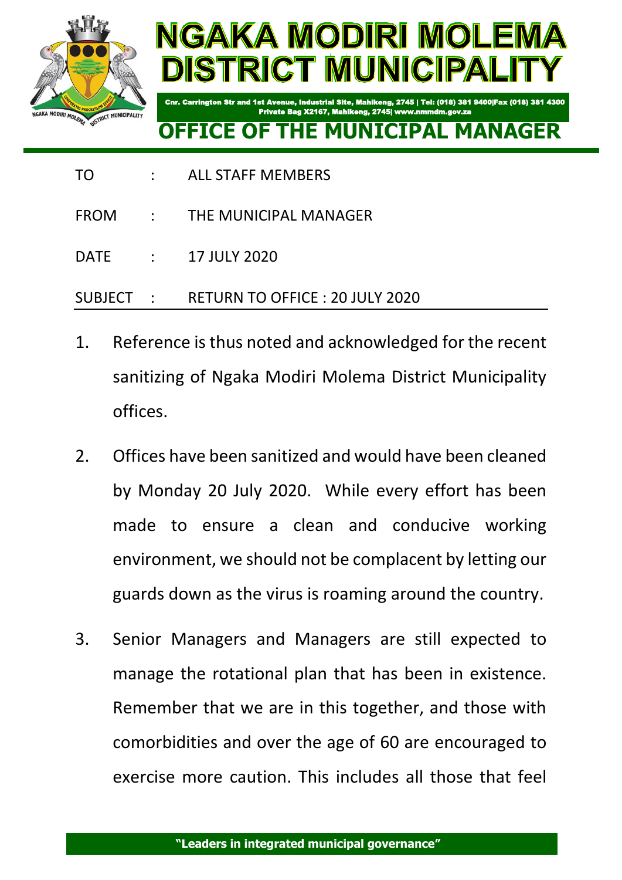# NGAKA MODIRI MOLEMA DISTRICT MUNICIPALITY

Cnr. Carrington Str and 1st Avenue, Industrial Site, Mahikeng, 2745 | Tel: (018) 381 9400|Fax (018) 381 4300
Private Bag X2167, Mahikeng, 2745| www.nmmdm.gov.za

## OFFICE OF THE MUNICIPAL MANAGER

TO : ALL STAFF MEMBERS

FROM : THE MUNICIPAL MANAGER

DATE : 17 JULY 2020

SUBJECT : RETURN TO OFFICE : 20 JULY 2020

1. Reference is thus noted and acknowledged for the recent sanitizing of Ngaka Modiri Molema District Municipality offices.

2. Offices have been sanitized and would have been cleaned by Monday 20 July 2020. While every effort has been made to ensure a clean and conducive working environment, we should not be complacent by letting our guards down as the virus is roaming around the country.

3. Senior Managers and Managers are still expected to manage the rotational plan that has been in existence. Remember that we are in this together, and those with comorbidities and over the age of 60 are encouraged to exercise more caution. This includes all those that feel

**"Leaders in integrated municipal governance"**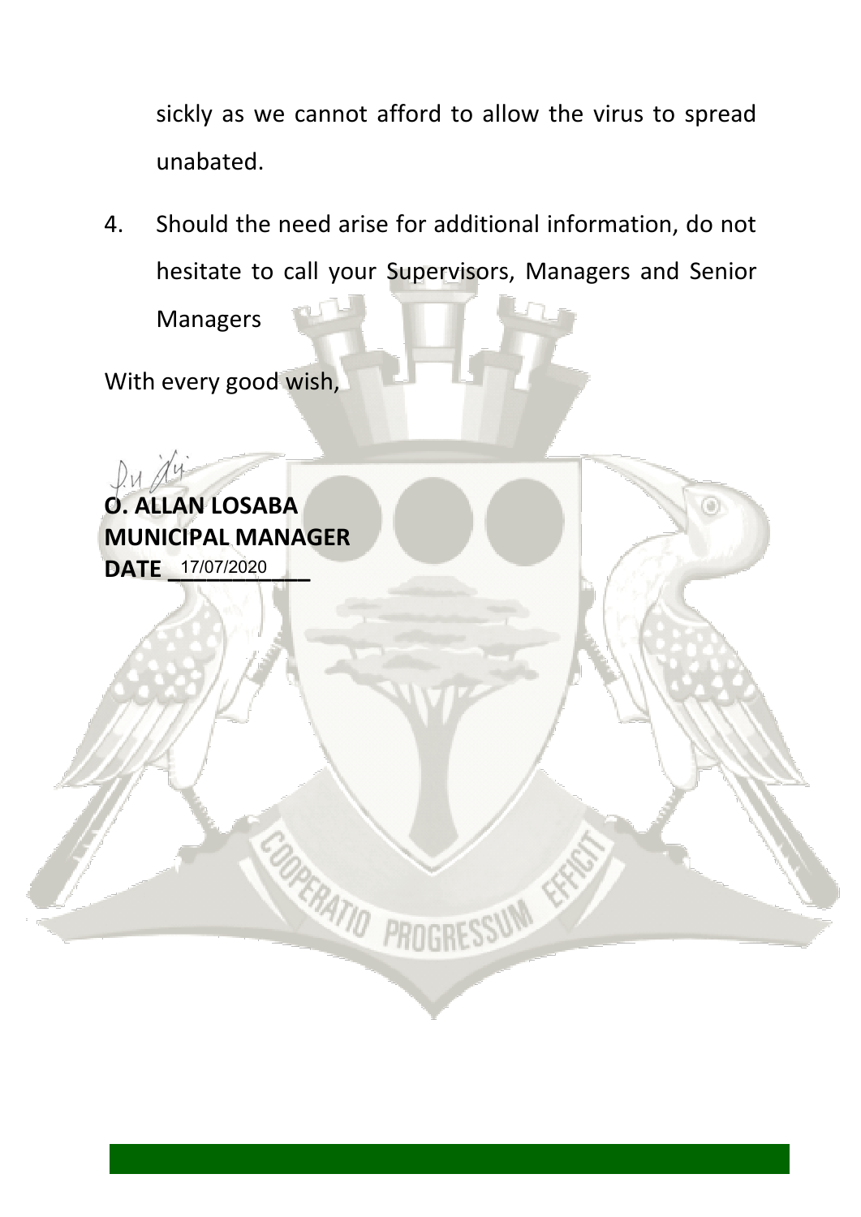sickly as we cannot afford to allow the virus to spread unabated.

4. Should the need arise for additional information, do not hesitate to call your Supervisors, Managers and Senior Managers

With every good wish,

**O. ALLAN LOSABA**
**MUNICIPAL MANAGER**
**DATE** 17/07/2020